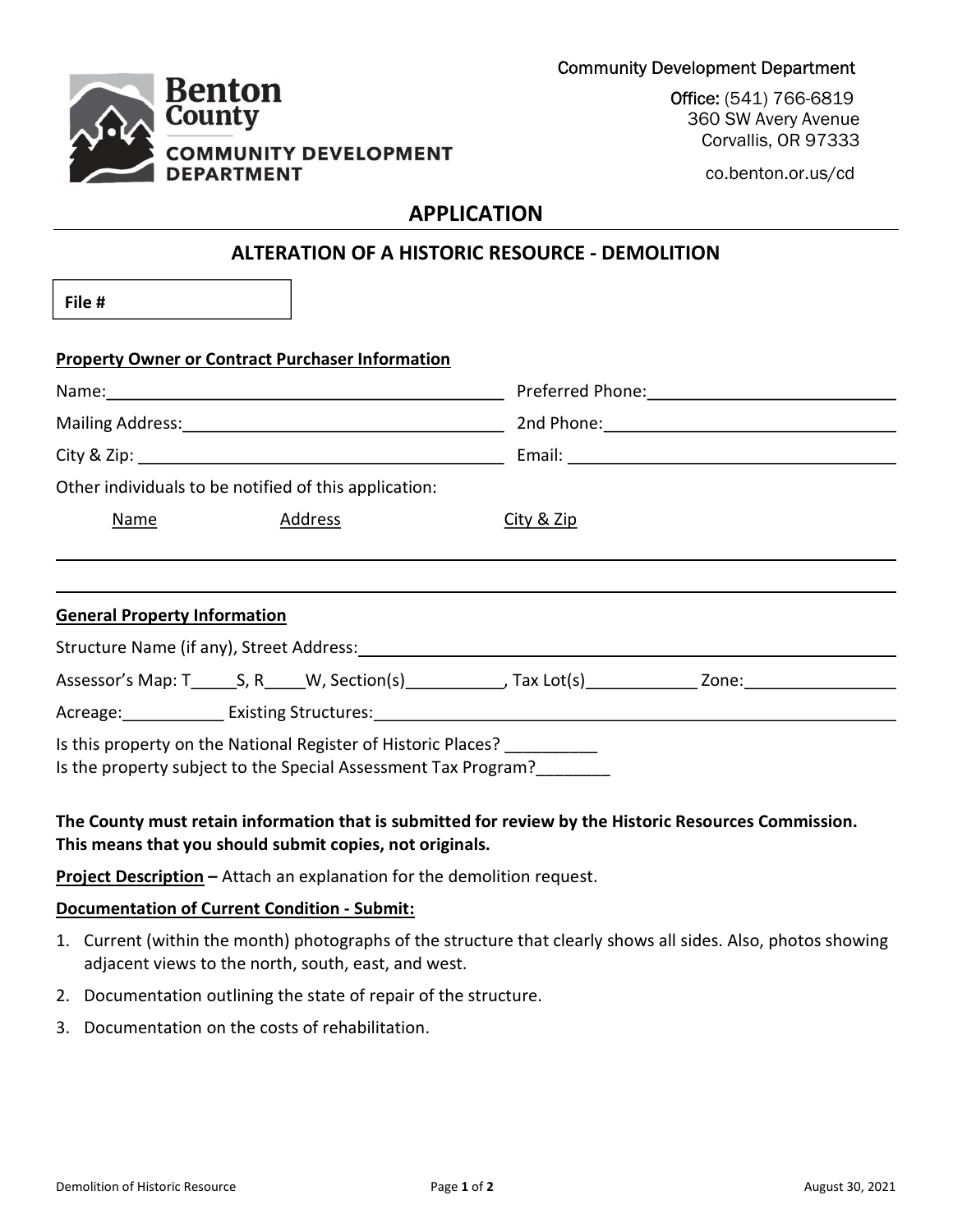Community Development Department

Benton County
COMMUNITY DEVELOPMENT DEPARTMENT

Office: (541) 766-6819
360 SW Avery Avenue
Corvallis, OR 97333

co.benton.or.us/cd

# APPLICATION

## ALTERATION OF A HISTORIC RESOURCE - DEMOLITION

**File #**

**Property Owner or Contract Purchaser Information**

Name:________________________________________ Preferred Phone:________________________

Mailing Address:________________________________ 2nd Phone:____________________________

City & Zip: ____________________________________ Email: _______________________________

Other individuals to be notified of this application:

Name | Address | City & Zip

______________________________________________________________________________

______________________________________________________________________________

**General Property Information**

Structure Name (if any), Street Address:______________________________________________

Assessor's Map: T_____S, R_____W, Section(s)__________, Tax Lot(s)___________ Zone:_______________

Acreage:___________ Existing Structures:_______________________________________________

Is this property on the National Register of Historic Places? __________
Is the property subject to the Special Assessment Tax Program?________

**The County must retain information that is submitted for review by the Historic Resources Commission. This means that you should submit copies, not originals.**

**Project Description** – Attach an explanation for the demolition request.

**Documentation of Current Condition - Submit:**

1. Current (within the month) photographs of the structure that clearly shows all sides. Also, photos showing adjacent views to the north, south, east, and west.
2. Documentation outlining the state of repair of the structure.
3. Documentation on the costs of rehabilitation.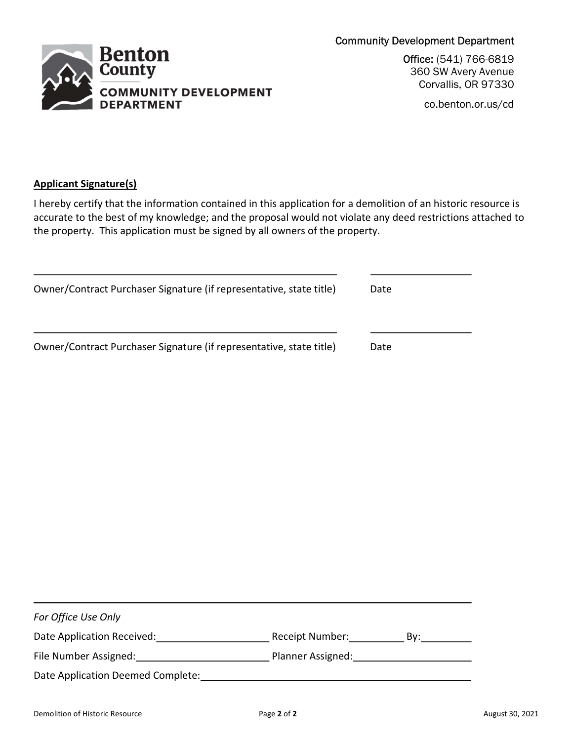Community Development Department

Office: (541) 766-6819
360 SW Avery Avenue
Corvallis, OR 97330

co.benton.or.us/cd

**Applicant Signature(s)**

I hereby certify that the information contained in this application for a demolition of an historic resource is accurate to the best of my knowledge; and the proposal would not violate any deed restrictions attached to the property. This application must be signed by all owners of the property.

_______________________________________________________ __________________

Owner/Contract Purchaser Signature (if representative, state title) Date

_______________________________________________________ __________________

Owner/Contract Purchaser Signature (if representative, state title) Date

---

*For Office Use Only*

Date Application Received:____________________ Receipt Number:__________ By:_________

File Number Assigned:________________________ Planner Assigned:_____________________

Date Application Deemed Complete:_________________________________________________